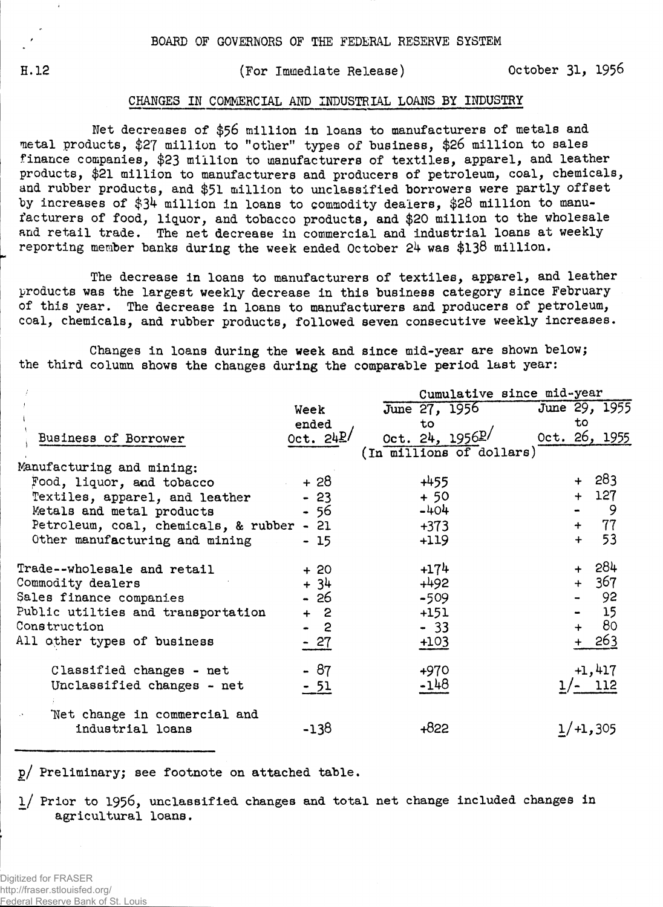BOARD OF GOVERNORS OF THE FEDERAL RESERVE SYSTEM

H.12 (For Immediate Release) October 31, 1956

## CHANGES IN COMMERCIAL AND INDUSTRIAL LOANS BY INDUSTRY

Net decreases of $56 million in loans to manufacturers of metals and metal products, $27 million to "other" types of business, $26 million to sales finance companies, $23 million to manufacturers of textiles, apparel, and leather products, $21 million to manufacturers and producers of petroleum, coal, chemicals, and rubber products, and $51 million to unclassified borrowers were partly offset by increases of $34 million in loans to commodity dealers, $28 million to manufacturers of food, liquor, and tobacco products, and $20 million to the wholesale and retail trade. The net decrease in commercial and industrial loans at weekly reporting member banks during the week ended October 24 was $138 million.

The decrease in loans to manufacturers of textiles, apparel, and leather products was the largest weekly decrease in this business category since February of this year. The decrease in loans to manufacturers and producers of petroleum, coal, chemicals, and rubber products, followed seven consecutive weekly increases.

Changes in loans during the week and since mid-year are shown below; the third column shows the changes during the comparable period last year:

| Business of Borrower | Week ended Oct. 24p/ | Cumulative since mid-year: June 27, 1956 to Oct. 24, 1956p/ | Cumulative since mid-year: June 29, 1955 to Oct. 26, 1955 |
|---|---|---|---|
| | (In millions of dollars) | | |
| Manufacturing and mining: | | | |
| Food, liquor, and tobacco | + 28 | +455 | + 283 |
| Textiles, apparel, and leather | - 23 | + 50 | + 127 |
| Metals and metal products | - 56 | -404 | - 9 |
| Petroleum, coal, chemicals, & rubber | - 21 | +373 | + 77 |
| Other manufacturing and mining | - 15 | +119 | + 53 |
| Trade--wholesale and retail | + 20 | +174 | + 284 |
| Commodity dealers | + 34 | +492 | + 367 |
| Sales finance companies | - 26 | -509 | - 92 |
| Public utilties and transportation | + 2 | +151 | - 15 |
| Construction | - 2 | - 33 | + 80 |
| All other types of business | - 27 | +103 | + 263 |
| Classified changes - net | - 87 | +970 | +1,417 |
| Unclassified changes - net | - 51 | -148 | 1/- 112 |
| Net change in commercial and industrial loans | -138 | +822 | 1/+1,305 |

p/ Preliminary; see footnote on attached table.

1/ Prior to 1956, unclassified changes and total net change included changes in agricultural loans.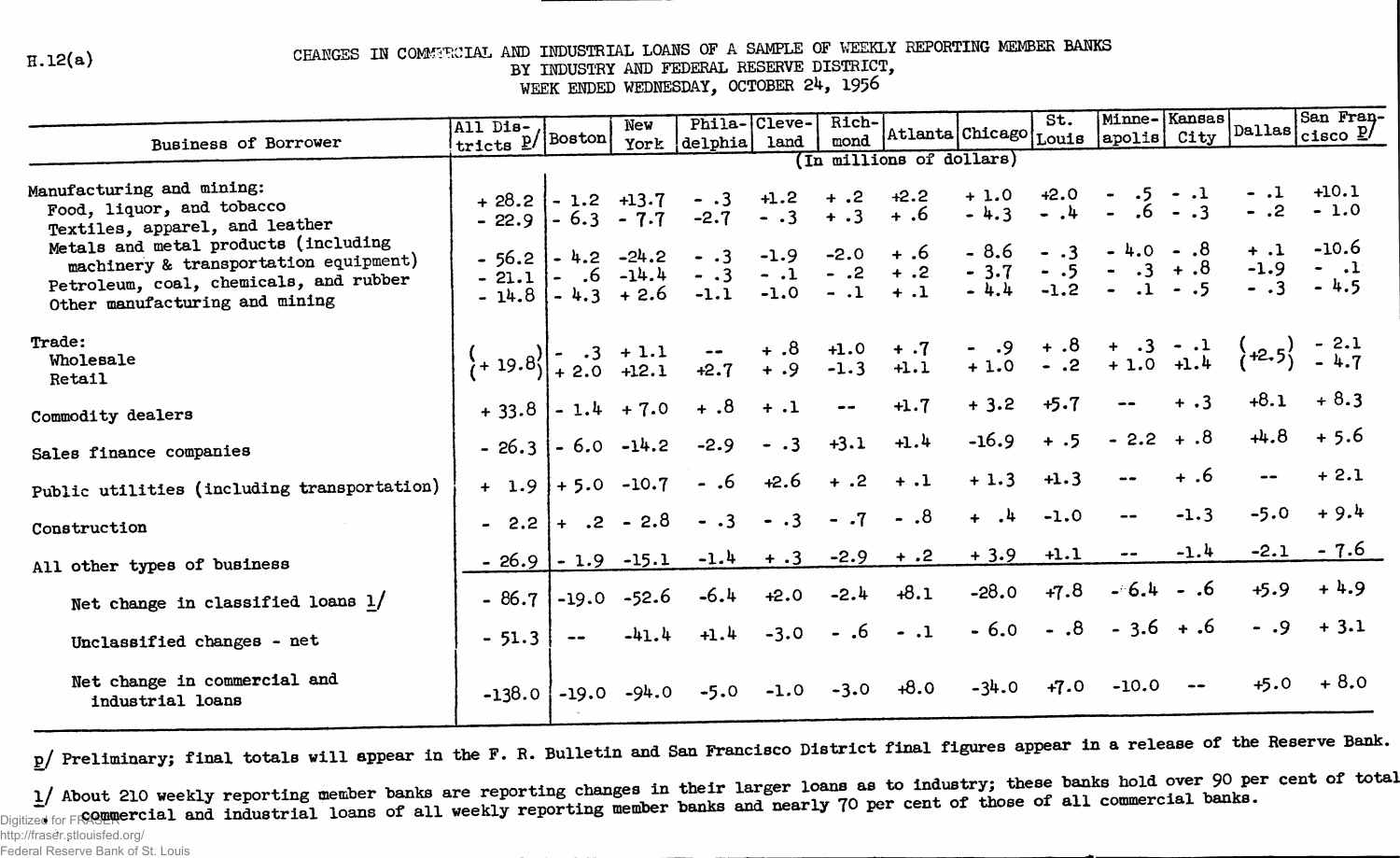H.12(a)

# CHANGES IN COMMERCIAL AND INDUSTRIAL LOANS OF A SAMPLE OF WEEKLY REPORTING MEMBER BANKS BY INDUSTRY AND FEDERAL RESERVE DISTRICT, WEEK ENDED WEDNESDAY, OCTOBER 24, 1956

| Business of Borrower | All Districts p/ | Boston | New York | Philadelphia | Cleveland | Richmond | Atlanta | Chicago | St. Louis | Minneapolis | Kansas City | Dallas | San Francisco p/ |
|---|---|---|---|---|---|---|---|---|---|---|---|---|---|
| | (In millions of dollars) | | | | | | | | | | | | |
| Manufacturing and mining: | | | | | | | | | | | | | |
| Food, liquor, and tobacco | + 28.2 | - 1.2 | +13.7 | - .3 | +1.2 | + .2 | +2.2 | + 1.0 | +2.0 | - .5 | - .1 | - .1 | +10.1 |
| Textiles, apparel, and leather | - 22.9 | - 6.3 | - 7.7 | -2.7 | - .3 | + .3 | + .6 | - 4.3 | - .4 | - .6 | - .3 | - .2 | - 1.0 |
| Metals and metal products (including machinery & transportation equipment) | - 56.2 | - 4.2 | -24.2 | - .3 | -1.9 | -2.0 | + .6 | - 8.6 | - .3 | - 4.0 | - .8 | + .1 | -10.6 |
| Petroleum, coal, chemicals, and rubber | - 21.1 | - .6 | -14.4 | - .3 | - .1 | - .2 | + .2 | - 3.7 | - .5 | - .3 | + .8 | -1.9 | - .1 |
| Other manufacturing and mining | - 14.8 | - 4.3 | + 2.6 | -1.1 | -1.0 | - .1 | + .1 | - 4.4 | -1.2 | - .1 | - .5 | - .3 | - 4.5 |
| Trade: | | | | | | | | | | | | | |
| Wholesale | (+ 19.8) | - .3 | + 1.1 | -- | + .8 | +1.0 | + .7 | - .9 | + .8 | + .3 | - .1 | (+2.5) | - 2.1 |
| Retail | | + 2.0 | +12.1 | +2.7 | + .9 | -1.3 | +1.1 | + 1.0 | - .2 | + 1.0 | +1.4 | | - 4.7 |
| Commodity dealers | + 33.8 | - 1.4 | + 7.0 | + .8 | + .1 | -- | +1.7 | + 3.2 | +5.7 | -- | + .3 | +8.1 | + 8.3 |
| Sales finance companies | - 26.3 | - 6.0 | -14.2 | -2.9 | - .3 | +3.1 | +1.4 | -16.9 | + .5 | - 2.2 | + .8 | +4.8 | + 5.6 |
| Public utilities (including transportation) | + 1.9 | + 5.0 | -10.7 | - .6 | +2.6 | + .2 | + .1 | + 1.3 | +1.3 | -- | + .6 | -- | + 2.1 |
| Construction | - 2.2 | + .2 | - 2.8 | - .3 | - .3 | - .7 | - .8 | + .4 | -1.0 | -- | -1.3 | -5.0 | + 9.4 |
| All other types of business | - 26.9 | - 1.9 | -15.1 | -1.4 | + .3 | -2.9 | + .2 | + 3.9 | +1.1 | -- | -1.4 | -2.1 | - 7.6 |
| Net change in classified loans 1/ | - 86.7 | -19.0 | -52.6 | -6.4 | +2.0 | -2.4 | +8.1 | -28.0 | +7.8 | - 6.4 | - .6 | +5.9 | + 4.9 |
| Unclassified changes - net | - 51.3 | -- | -41.4 | +1.4 | -3.0 | - .6 | - .1 | - 6.0 | - .8 | - 3.6 | + .6 | - .9 | + 3.1 |
| Net change in commercial and industrial loans | -138.0 | -19.0 | -94.0 | -5.0 | -1.0 | -3.0 | +8.0 | -34.0 | +7.0 | -10.0 | -- | +5.0 | + 8.0 |

p/ Preliminary; final totals will appear in the F. R. Bulletin and San Francisco District final figures appear in a release of the Reserve Bank.

1/ About 210 weekly reporting member banks are reporting changes in their larger loans as to industry; these banks hold over 90 per cent of total commercial and industrial loans of all weekly reporting member banks and nearly 70 per cent of those of all commercial banks.